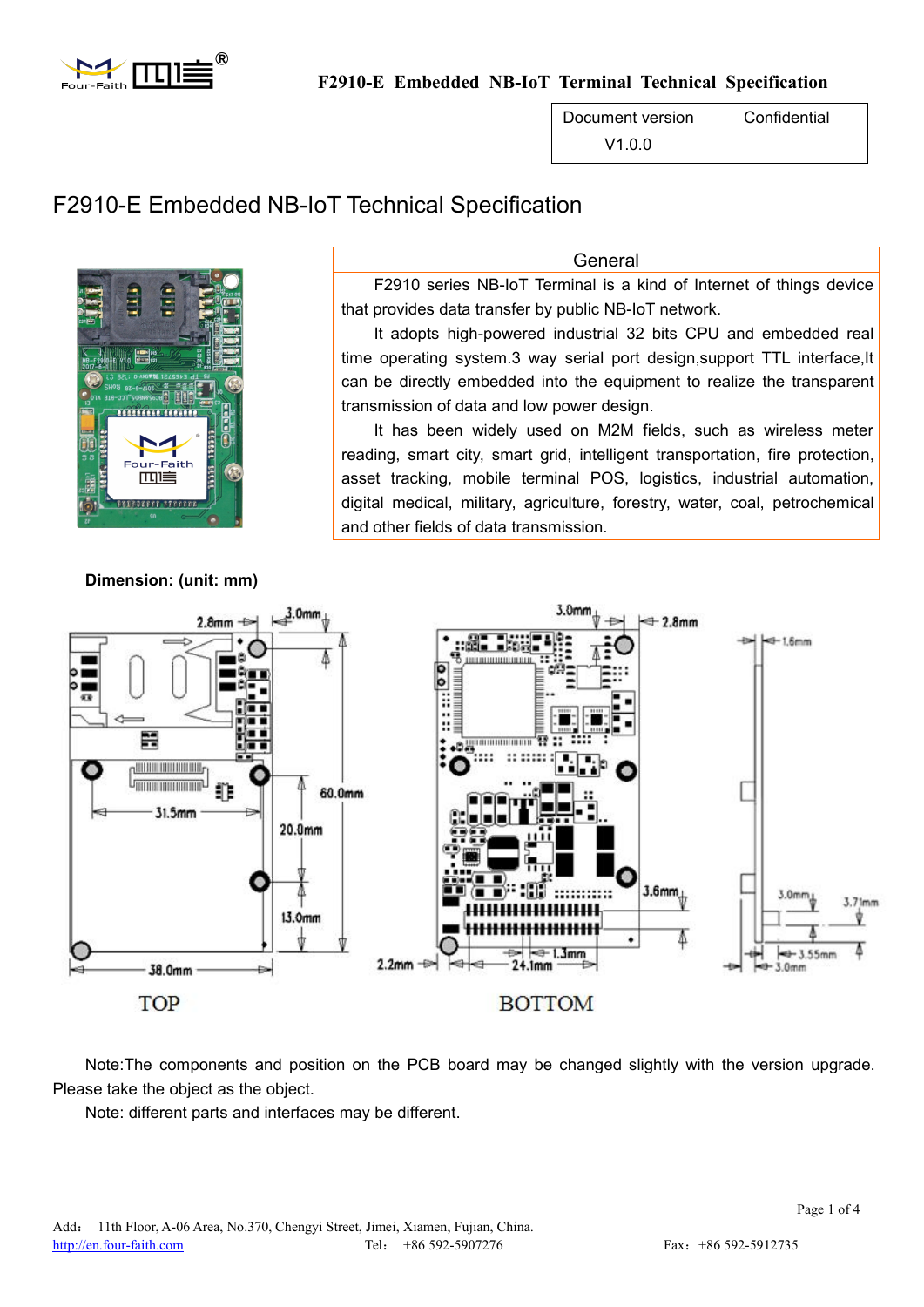| Document version | Confidential |
| --- | --- |
| V1.0.0 | |

# F2910-E Embedded NB-IoT Technical Specification

## General

F2910 series NB-IoT Terminal is a kind of Internet of things device that provides data transfer by public NB-IoT network.

It adopts high-powered industrial 32 bits CPU and embedded real time operating system.3 way serial port design,support TTL interface,It can be directly embedded into the equipment to realize the transparent transmission of data and low power design.

It has been widely used on M2M fields, such as wireless meter reading, smart city, smart grid, intelligent transportation, fire protection, asset tracking, mobile terminal POS, logistics, industrial automation, digital medical, military, agriculture, forestry, water, coal, petrochemical and other fields of data transmission.

**Dimension: (unit: mm)**

Note:The components and position on the PCB board may be changed slightly with the version upgrade. Please take the object as the object.

Note: different parts and interfaces may be different.

Add：11th Floor, A-06 Area, No.370, Chengyi Street, Jimei, Xiamen, Fujian, China.
http://en.four-faith.com Tel： +86 592-5907276 Fax：+86 592-5912735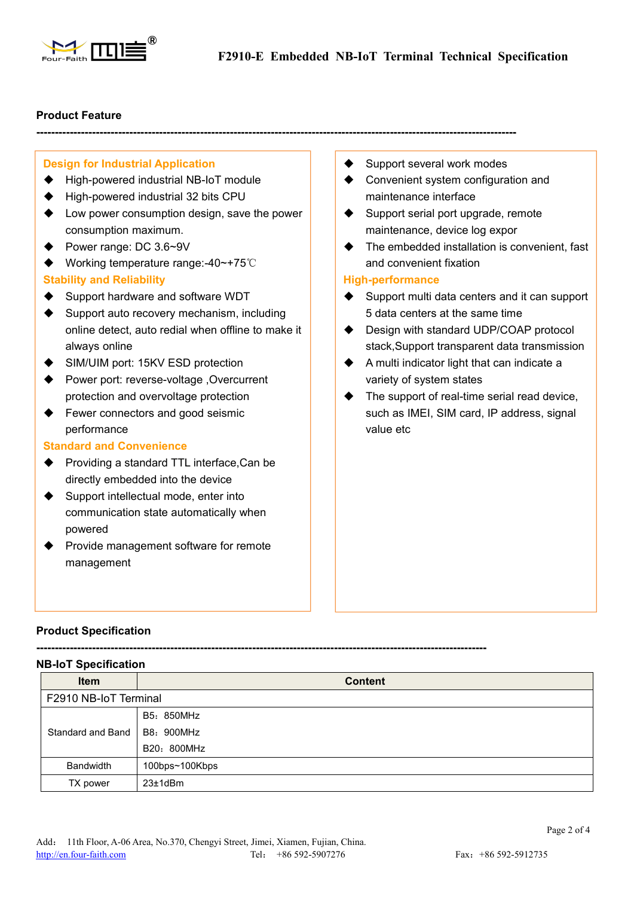## Product Feature

---

**Design for Industrial Application**

- High-powered industrial NB-IoT module
- High-powered industrial 32 bits CPU
- Low power consumption design, save the power consumption maximum.
- Power range: DC 3.6~9V
- Working temperature range:-40~+75℃

**Stability and Reliability**

- Support hardware and software WDT
- Support auto recovery mechanism, including online detect, auto redial when offline to make it always online
- SIM/UIM port: 15KV ESD protection
- Power port: reverse-voltage ,Overcurrent protection and overvoltage protection
- Fewer connectors and good seismic performance

**Standard and Convenience**

- Providing a standard TTL interface,Can be directly embedded into the device
- Support intellectual mode, enter into communication state automatically when powered
- Provide management software for remote management
- Support several work modes
- Convenient system configuration and maintenance interface
- Support serial port upgrade, remote maintenance, device log expor
- The embedded installation is convenient, fast and convenient fixation

**High-performance**

- Support multi data centers and it can support 5 data centers at the same time
- Design with standard UDP/COAP protocol stack,Support transparent data transmission
- A multi indicator light that can indicate a variety of system states
- The support of real-time serial read device, such as IMEI, SIM card, IP address, signal value etc

## Product Specification

---

### NB-IoT Specification

| Item | Content |
|---|---|
| F2910 NB-IoT Terminal | |
| Standard and Band | B5：850MHz<br>B8：900MHz<br>B20：800MHz |
| Bandwidth | 100bps~100Kbps |
| TX power | 23±1dBm |

Add： 11th Floor, A-06 Area, No.370, Chengyi Street, Jimei, Xiamen, Fujian, China.
http://en.four-faith.com Tel： +86 592-5907276 Fax：+86 592-5912735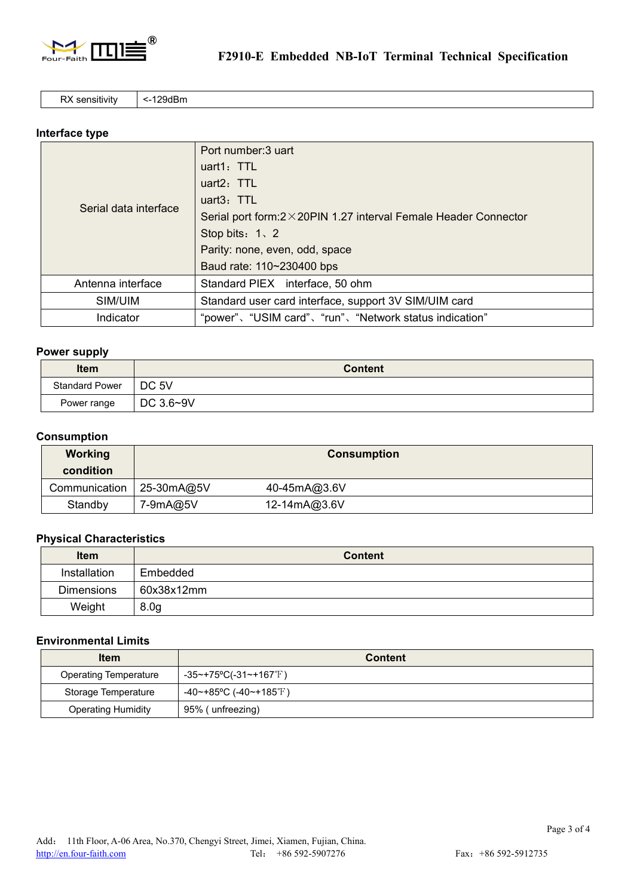| RX sensitivity | <-129dBm |
|---|---|

### Interface type

| | |
|---|---|
| Serial data interface | Port number:3 uart<br>uart1：TTL<br>uart2：TTL<br>uart3：TTL<br>Serial port form:2×20PIN 1.27 interval Female Header Connector<br>Stop bits：1、2<br>Parity: none, even, odd, space<br>Baud rate: 110~230400 bps |
| Antenna interface | Standard PIEX interface, 50 ohm |
| SIM/UIM | Standard user card interface, support 3V SIM/UIM card |
| Indicator | "power"、"USIM card"、"run"、"Network status indication" |

### Power supply

| Item | Content |
|---|---|
| Standard Power | DC 5V |
| Power range | DC 3.6~9V |

### Consumption

| Working condition | Consumption | |
|---|---|---|
| Communication | 25-30mA@5V | 40-45mA@3.6V |
| Standby | 7-9mA@5V | 12-14mA@3.6V |

### Physical Characteristics

| Item | Content |
|---|---|
| Installation | Embedded |
| Dimensions | 60x38x12mm |
| Weight | 8.0g |

### Environmental Limits

| Item | Content |
|---|---|
| Operating Temperature | -35~+75ºC(-31~+167℉) |
| Storage Temperature | -40~+85ºC (-40~+185℉) |
| Operating Humidity | 95% ( unfreezing) |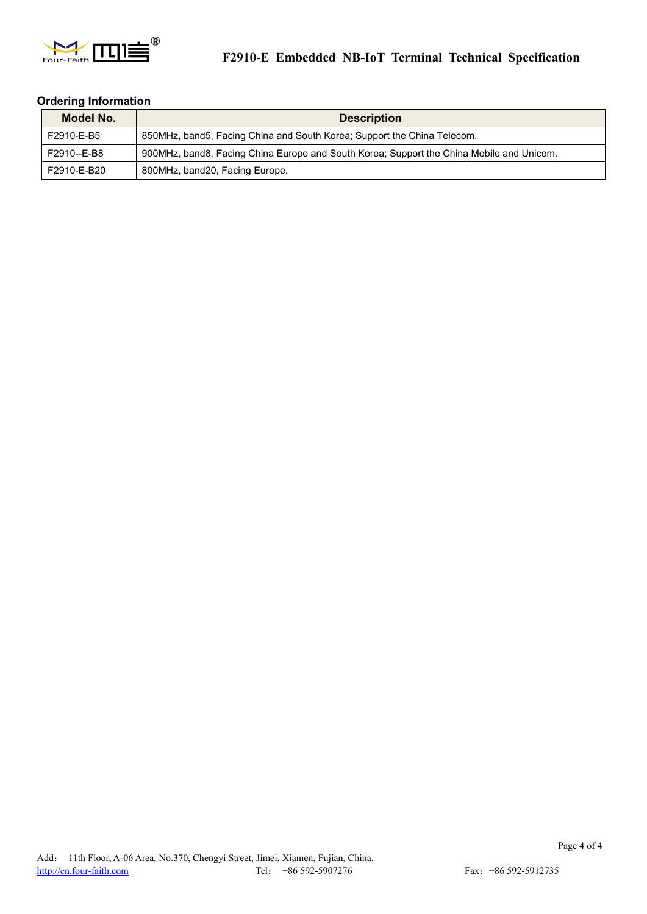## Ordering Information

| Model No. | Description |
|---|---|
| F2910-E-B5 | 850MHz, band5, Facing China and South Korea; Support the China Telecom. |
| F2910--E-B8 | 900MHz, band8, Facing China Europe and South Korea; Support the China Mobile and Unicom. |
| F2910-E-B20 | 800MHz, band20, Facing Europe. |